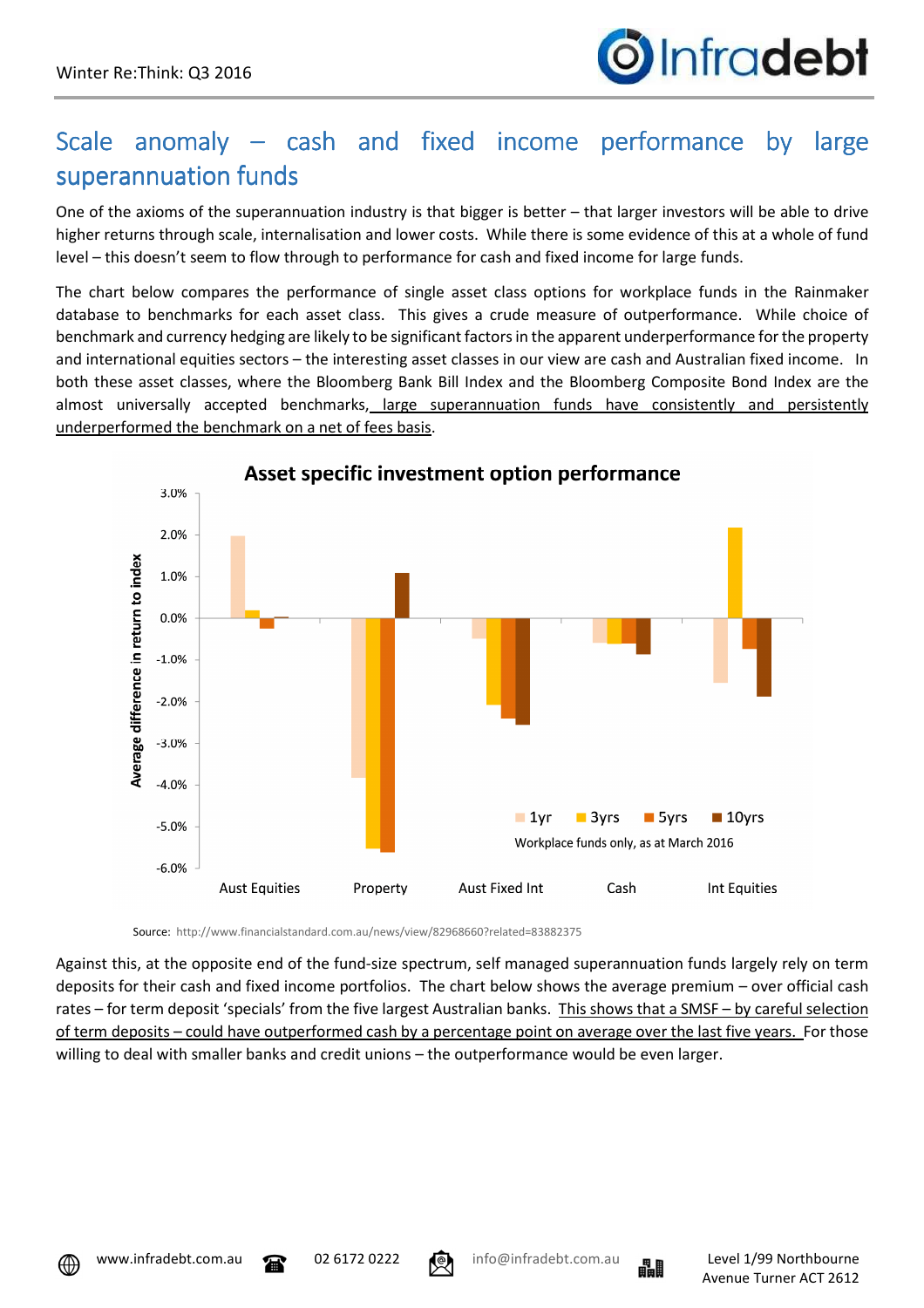# Scale anomaly – cash and fixed income performance by large superannuation funds

One of the axioms of the superannuation industry is that bigger is better – that larger investors will be able to drive higher returns through scale, internalisation and lower costs. While there is some evidence of this at a whole of fund level – this doesn't seem to flow through to performance for cash and fixed income for large funds.

The chart below compares the performance of single asset class options for workplace funds in the Rainmaker database to benchmarks for each asset class. This gives a crude measure of outperformance. While choice of benchmark and currency hedging are likely to be significant factors in the apparent underperformance for the property and international equities sectors – the interesting asset classes in our view are cash and Australian fixed income. In both these asset classes, where the Bloomberg Bank Bill Index and the Bloomberg Composite Bond Index are the almost universally accepted benchmarks, large superannuation funds have consistently and persistently underperformed the benchmark on a net of fees basis.

**Asset specific investment option performance**

Average difference in return to index

| | 1yr | 3yrs | 5yrs | 10yrs |
|---|---|---|---|---|
| Aust Equities | 2.0% | 0.2% | -0.2% | 0.0% |
| Property | -3.8% | -5.5% | -5.6% | 1.1% |
| Aust Fixed Int | -0.5% | -2.1% | -2.4% | -2.6% |
| Cash | -0.6% | -0.6% | -0.6% | -0.9% |
| Int Equities | -1.6% | 2.2% | -0.7% | -1.9% |

Workplace funds only, as at March 2016

Source: http://www.financialstandard.com.au/news/view/82968660?related=83882375

Against this, at the opposite end of the fund-size spectrum, self managed superannuation funds largely rely on term deposits for their cash and fixed income portfolios. The chart below shows the average premium – over official cash rates – for term deposit 'specials' from the five largest Australian banks. This shows that a SMSF – by careful selection of term deposits – could have outperformed cash by a percentage point on average over the last five years. For those willing to deal with smaller banks and credit unions – the outperformance would be even larger.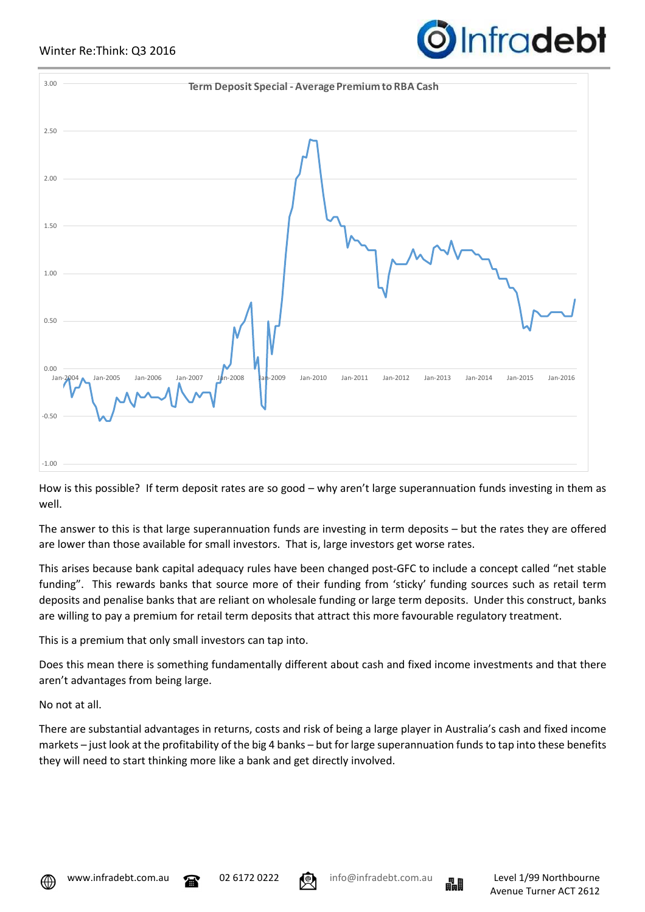Term Deposit Special - Average Premium to RBA Cash

3.00
2.50
2.00
1.50
1.00
0.50
0.00
-0.50
-1.00

Jan-2004 Jan-2005 Jan-2006 Jan-2007 Jan-2008 Jan-2009 Jan-2010 Jan-2011 Jan-2012 Jan-2013 Jan-2014 Jan-2015 Jan-2016

How is this possible? If term deposit rates are so good – why aren't large superannuation funds investing in them as well.

The answer to this is that large superannuation funds are investing in term deposits – but the rates they are offered are lower than those available for small investors. That is, large investors get worse rates.

This arises because bank capital adequacy rules have been changed post-GFC to include a concept called "net stable funding". This rewards banks that source more of their funding from 'sticky' funding sources such as retail term deposits and penalise banks that are reliant on wholesale funding or large term deposits. Under this construct, banks are willing to pay a premium for retail term deposits that attract this more favourable regulatory treatment.

This is a premium that only small investors can tap into.

Does this mean there is something fundamentally different about cash and fixed income investments and that there aren't advantages from being large.

No not at all.

There are substantial advantages in returns, costs and risk of being a large player in Australia's cash and fixed income markets – just look at the profitability of the big 4 banks – but for large superannuation funds to tap into these benefits they will need to start thinking more like a bank and get directly involved.